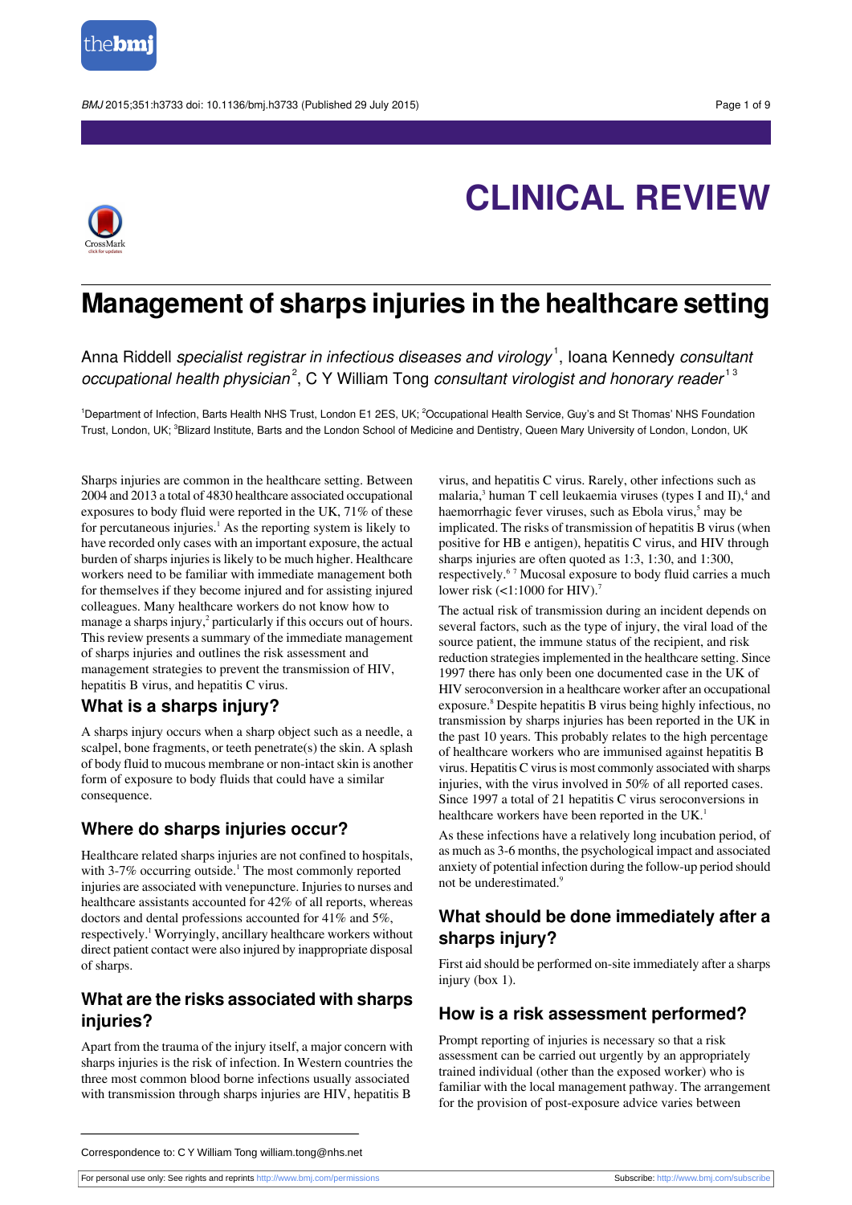# CLINICAL REVIEW

# Management of sharps injuries in the healthcare setting

Anna Riddell *specialist registrar in infectious diseases and virology*[1], Ioana Kennedy *consultant occupational health physician*[2], C Y William Tong *consultant virologist and honorary reader*[1,3]

[1]Department of Infection, Barts Health NHS Trust, London E1 2ES, UK; [2]Occupational Health Service, Guy's and St Thomas' NHS Foundation Trust, London, UK; [3]Blizard Institute, Barts and the London School of Medicine and Dentistry, Queen Mary University of London, London, UK

Sharps injuries are common in the healthcare setting. Between 2004 and 2013 a total of 4830 healthcare associated occupational exposures to body fluid were reported in the UK, 71% of these for percutaneous injuries.[1] As the reporting system is likely to have recorded only cases with an important exposure, the actual burden of sharps injuries is likely to be much higher. Healthcare workers need to be familiar with immediate management both for themselves if they become injured and for assisting injured colleagues. Many healthcare workers do not know how to manage a sharps injury,[2] particularly if this occurs out of hours. This review presents a summary of the immediate management of sharps injuries and outlines the risk assessment and management strategies to prevent the transmission of HIV, hepatitis B virus, and hepatitis C virus.

## What is a sharps injury?

A sharps injury occurs when a sharp object such as a needle, a scalpel, bone fragments, or teeth penetrate(s) the skin. A splash of body fluid to mucous membrane or non-intact skin is another form of exposure to body fluids that could have a similar consequence.

## Where do sharps injuries occur?

Healthcare related sharps injuries are not confined to hospitals, with 3-7% occurring outside.[1] The most commonly reported injuries are associated with venepuncture. Injuries to nurses and healthcare assistants accounted for 42% of all reports, whereas doctors and dental professions accounted for 41% and 5%, respectively.[1] Worryingly, ancillary healthcare workers without direct patient contact were also injured by inappropriate disposal of sharps.

## What are the risks associated with sharps injuries?

Apart from the trauma of the injury itself, a major concern with sharps injuries is the risk of infection. In Western countries the three most common blood borne infections usually associated with transmission through sharps injuries are HIV, hepatitis B virus, and hepatitis C virus. Rarely, other infections such as malaria,[3] human T cell leukaemia viruses (types I and II),[4] and haemorrhagic fever viruses, such as Ebola virus,[5] may be implicated. The risks of transmission of hepatitis B virus (when positive for HB e antigen), hepatitis C virus, and HIV through sharps injuries are often quoted as 1:3, 1:30, and 1:300, respectively.[6,7] Mucosal exposure to body fluid carries a much lower risk (<1:1000 for HIV).[7]

The actual risk of transmission during an incident depends on several factors, such as the type of injury, the viral load of the source patient, the immune status of the recipient, and risk reduction strategies implemented in the healthcare setting. Since 1997 there has only been one documented case in the UK of HIV seroconversion in a healthcare worker after an occupational exposure.[8] Despite hepatitis B virus being highly infectious, no transmission by sharps injuries has been reported in the UK in the past 10 years. This probably relates to the high percentage of healthcare workers who are immunised against hepatitis B virus. Hepatitis C virus is most commonly associated with sharps injuries, with the virus involved in 50% of all reported cases. Since 1997 a total of 21 hepatitis C virus seroconversions in healthcare workers have been reported in the UK.[1]

As these infections have a relatively long incubation period, of as much as 3-6 months, the psychological impact and associated anxiety of potential infection during the follow-up period should not be underestimated.[9]

## What should be done immediately after a sharps injury?

First aid should be performed on-site immediately after a sharps injury (box 1).

## How is a risk assessment performed?

Prompt reporting of injuries is necessary so that a risk assessment can be carried out urgently by an appropriately trained individual (other than the exposed worker) who is familiar with the local management pathway. The arrangement for the provision of post-exposure advice varies between

Correspondence to: C Y William Tong william.tong@nhs.net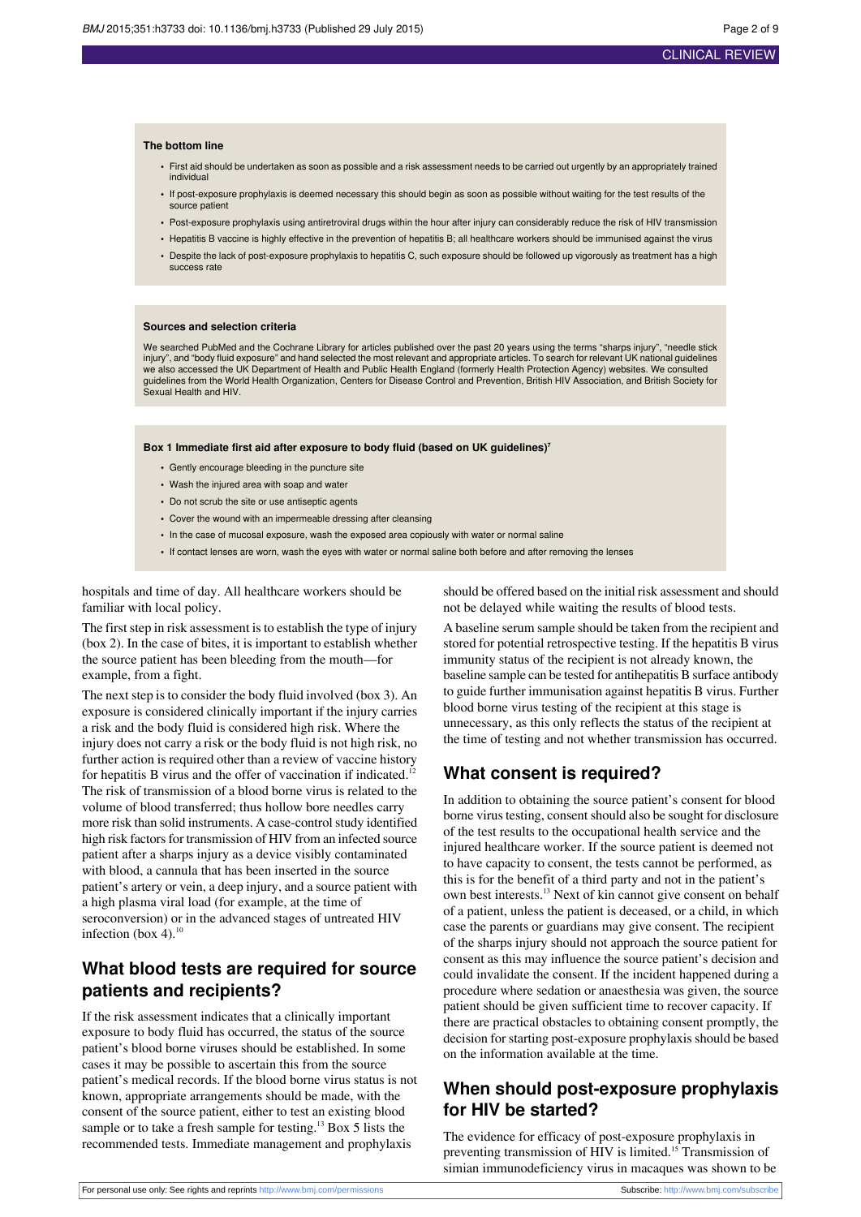**The bottom line**

- First aid should be undertaken as soon as possible and a risk assessment needs to be carried out urgently by an appropriately trained individual
- If post-exposure prophylaxis is deemed necessary this should begin as soon as possible without waiting for the test results of the source patient
- Post-exposure prophylaxis using antiretroviral drugs within the hour after injury can considerably reduce the risk of HIV transmission
- Hepatitis B vaccine is highly effective in the prevention of hepatitis B; all healthcare workers should be immunised against the virus
- Despite the lack of post-exposure prophylaxis to hepatitis C, such exposure should be followed up vigorously as treatment has a high success rate

**Sources and selection criteria**

We searched PubMed and the Cochrane Library for articles published over the past 20 years using the terms "sharps injury", "needle stick injury", and "body fluid exposure" and hand selected the most relevant and appropriate articles. To search for relevant UK national guidelines we also accessed the UK Department of Health and Public Health England (formerly Health Protection Agency) websites. We consulted guidelines from the World Health Organization, Centers for Disease Control and Prevention, British HIV Association, and British Society for Sexual Health and HIV.

**Box 1 Immediate first aid after exposure to body fluid (based on UK guidelines)[7]**

- Gently encourage bleeding in the puncture site
- Wash the injured area with soap and water
- Do not scrub the site or use antiseptic agents
- Cover the wound with an impermeable dressing after cleansing
- In the case of mucosal exposure, wash the exposed area copiously with water or normal saline
- If contact lenses are worn, wash the eyes with water or normal saline both before and after removing the lenses

hospitals and time of day. All healthcare workers should be familiar with local policy.

The first step in risk assessment is to establish the type of injury (box 2). In the case of bites, it is important to establish whether the source patient has been bleeding from the mouth—for example, from a fight.

The next step is to consider the body fluid involved (box 3). An exposure is considered clinically important if the injury carries a risk and the body fluid is considered high risk. Where the injury does not carry a risk or the body fluid is not high risk, no further action is required other than a review of vaccine history for hepatitis B virus and the offer of vaccination if indicated.[12] The risk of transmission of a blood borne virus is related to the volume of blood transferred; thus hollow bore needles carry more risk than solid instruments. A case-control study identified high risk factors for transmission of HIV from an infected source patient after a sharps injury as a device visibly contaminated with blood, a cannula that has been inserted in the source patient's artery or vein, a deep injury, and a source patient with a high plasma viral load (for example, at the time of seroconversion) or in the advanced stages of untreated HIV infection (box 4).[10]

## What blood tests are required for source patients and recipients?

If the risk assessment indicates that a clinically important exposure to body fluid has occurred, the status of the source patient's blood borne viruses should be established. In some cases it may be possible to ascertain this from the source patient's medical records. If the blood borne virus status is not known, appropriate arrangements should be made, with the consent of the source patient, either to test an existing blood sample or to take a fresh sample for testing.[13] Box 5 lists the recommended tests. Immediate management and prophylaxis should be offered based on the initial risk assessment and should not be delayed while waiting the results of blood tests.

A baseline serum sample should be taken from the recipient and stored for potential retrospective testing. If the hepatitis B virus immunity status of the recipient is not already known, the baseline sample can be tested for antihepatitis B surface antibody to guide further immunisation against hepatitis B virus. Further blood borne virus testing of the recipient at this stage is unnecessary, as this only reflects the status of the recipient at the time of testing and not whether transmission has occurred.

## What consent is required?

In addition to obtaining the source patient's consent for blood borne virus testing, consent should also be sought for disclosure of the test results to the occupational health service and the injured healthcare worker. If the source patient is deemed not to have capacity to consent, the tests cannot be performed, as this is for the benefit of a third party and not in the patient's own best interests.[13] Next of kin cannot give consent on behalf of a patient, unless the patient is deceased, or a child, in which case the parents or guardians may give consent. The recipient of the sharps injury should not approach the source patient for consent as this may influence the source patient's decision and could invalidate the consent. If the incident happened during a procedure where sedation or anaesthesia was given, the source patient should be given sufficient time to recover capacity. If there are practical obstacles to obtaining consent promptly, the decision for starting post-exposure prophylaxis should be based on the information available at the time.

## When should post-exposure prophylaxis for HIV be started?

The evidence for efficacy of post-exposure prophylaxis in preventing transmission of HIV is limited.[15] Transmission of simian immunodeficiency virus in macaques was shown to be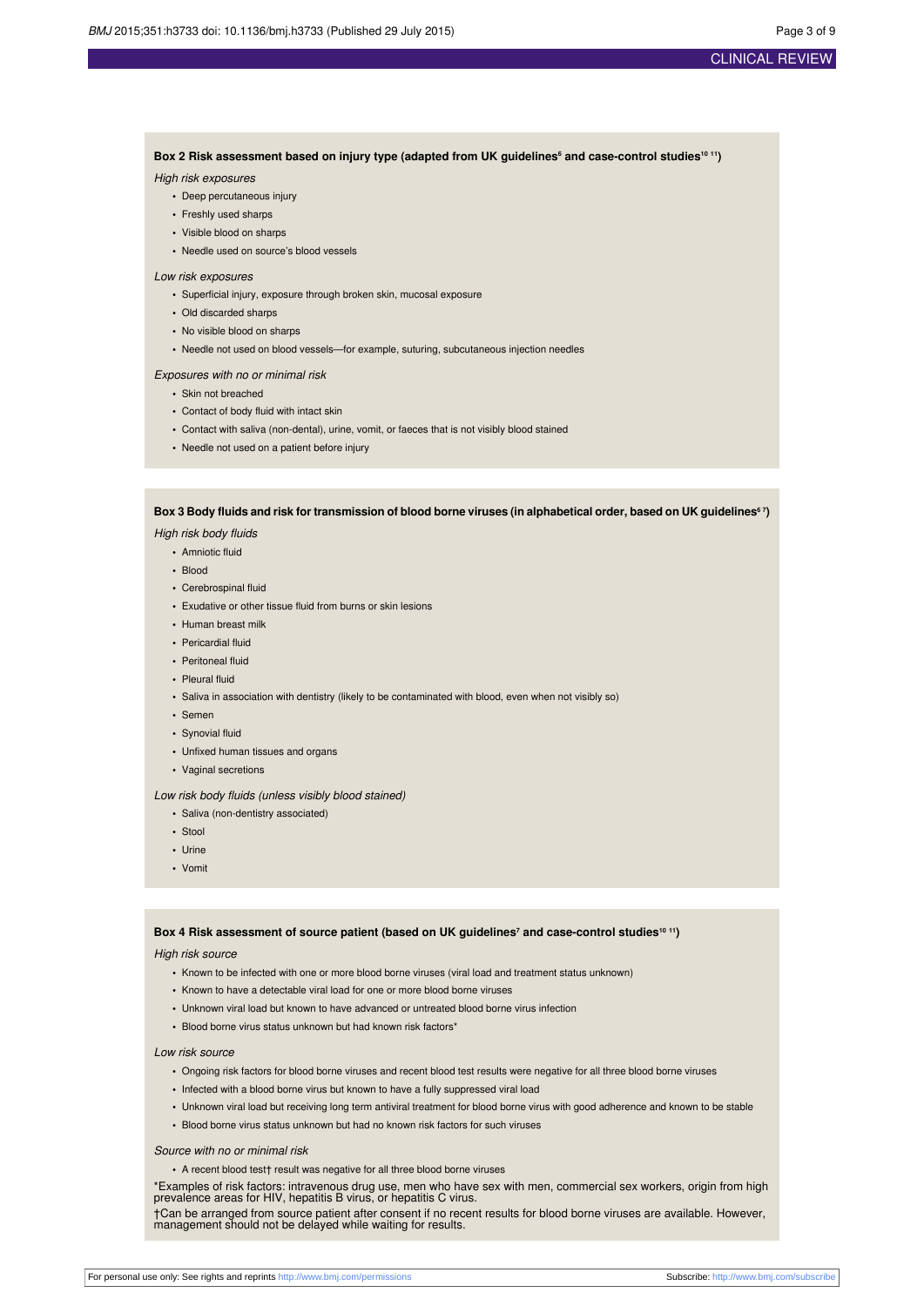**Box 2 Risk assessment based on injury type (adapted from UK guidelines[6] and case-control studies[10 11])**

*High risk exposures*

- Deep percutaneous injury
- Freshly used sharps
- Visible blood on sharps
- Needle used on source's blood vessels

*Low risk exposures*

- Superficial injury, exposure through broken skin, mucosal exposure
- Old discarded sharps
- No visible blood on sharps
- Needle not used on blood vessels—for example, suturing, subcutaneous injection needles

*Exposures with no or minimal risk*

- Skin not breached
- Contact of body fluid with intact skin
- Contact with saliva (non-dental), urine, vomit, or faeces that is not visibly blood stained
- Needle not used on a patient before injury

**Box 3 Body fluids and risk for transmission of blood borne viruses (in alphabetical order, based on UK guidelines[6 7])**

*High risk body fluids*

- Amniotic fluid
- Blood
- Cerebrospinal fluid
- Exudative or other tissue fluid from burns or skin lesions
- Human breast milk
- Pericardial fluid
- Peritoneal fluid
- Pleural fluid
- Saliva in association with dentistry (likely to be contaminated with blood, even when not visibly so)
- Semen
- Synovial fluid
- Unfixed human tissues and organs
- Vaginal secretions

*Low risk body fluids (unless visibly blood stained)*

- Saliva (non-dentistry associated)
- Stool
- Urine
- Vomit

**Box 4 Risk assessment of source patient (based on UK guidelines[7] and case-control studies[10 11])**

*High risk source*

- Known to be infected with one or more blood borne viruses (viral load and treatment status unknown)
- Known to have a detectable viral load for one or more blood borne viruses
- Unknown viral load but known to have advanced or untreated blood borne virus infection
- Blood borne virus status unknown but had known risk factors*

*Low risk source*

- Ongoing risk factors for blood borne viruses and recent blood test results were negative for all three blood borne viruses
- Infected with a blood borne virus but known to have a fully suppressed viral load
- Unknown viral load but receiving long term antiviral treatment for blood borne virus with good adherence and known to be stable
- Blood borne virus status unknown but had no known risk factors for such viruses

*Source with no or minimal risk*

- A recent blood test† result was negative for all three blood borne viruses

*Examples of risk factors: intravenous drug use, men who have sex with men, commercial sex workers, origin from high prevalence areas for HIV, hepatitis B virus, or hepatitis C virus.

†Can be arranged from source patient after consent if no recent results for blood borne viruses are available. However, management should not be delayed while waiting for results.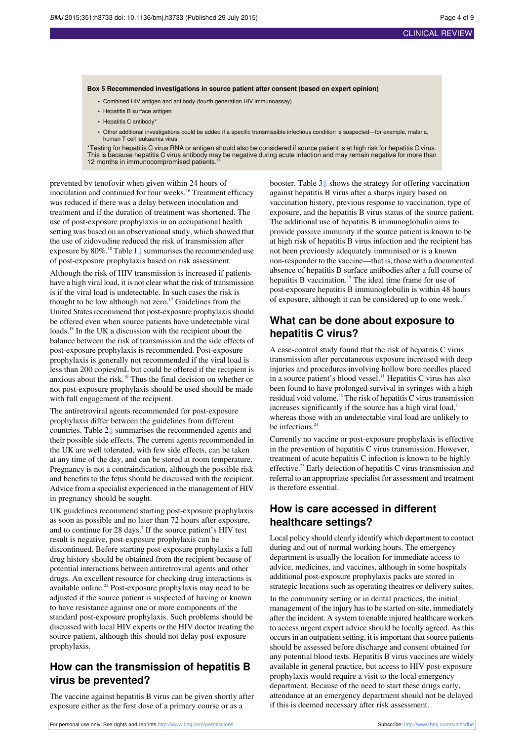**Box 5 Recommended investigations in source patient after consent (based on expert opinion)**

- Combined HIV antigen and antibody (fourth generation HIV immunoassay)
- Hepatitis B surface antigen
- Hepatitis C antibody*
- Other additional investigations could be added if a specific transmissible infectious condition is suspected—for example, malaria, human T cell leukaemia virus

*Testing for hepatitis C virus RNA or antigen should also be considered if source patient is at high risk for hepatitis C virus. This is because hepatitis C virus antibody may be negative during acute infection and may remain negative for more than 12 months in immunocompromised patients.[14]

prevented by tenofovir when given within 24 hours of inoculation and continued for four weeks.[16] Treatment efficacy was reduced if there was a delay between inoculation and treatment and if the duration of treatment was shortened. The use of post-exposure prophylaxis in an occupational health setting was based on an observational study, which showed that the use of zidovudine reduced the risk of transmission after exposure by 80%.[10] Table 1⇓ summarises the recommended use of post-exposure prophylaxis based on risk assessment.

Although the risk of HIV transmission is increased if patients have a high viral load, it is not clear what the risk of transmission is if the viral load is undetectable. In such cases the risk is thought to be low although not zero.[17] Guidelines from the United States recommend that post-exposure prophylaxis should be offered even when source patients have undetectable viral loads.[18] In the UK a discussion with the recipient about the balance between the risk of transmission and the side effects of post-exposure prophylaxis is recommended. Post-exposure prophylaxis is generally not recommended if the viral load is less than 200 copies/mL but could be offered if the recipient is anxious about the risk.[19] Thus the final decision on whether or not post-exposure prophylaxis should be used should be made with full engagement of the recipient.

The antiretroviral agents recommended for post-exposure prophylaxis differ between the guidelines from different countries. Table 2⇓ summarises the recommended agents and their possible side effects. The current agents recommended in the UK are well tolerated, with few side effects, can be taken at any time of the day, and can be stored at room temperature. Pregnancy is not a contraindication, although the possible risk and benefits to the fetus should be discussed with the recipient. Advice from a specialist experienced in the management of HIV in pregnancy should be sought.

UK guidelines recommend starting post-exposure prophylaxis as soon as possible and no later than 72 hours after exposure, and to continue for 28 days.[7] If the source patient's HIV test result is negative, post-exposure prophylaxis can be discontinued. Before starting post-exposure prophylaxis a full drug history should be obtained from the recipient because of potential interactions between antiretroviral agents and other drugs. An excellent resource for checking drug interactions is available online.[22] Post-exposure prophylaxis may need to be adjusted if the source patient is suspected of having or known to have resistance against one or more components of the standard post-exposure prophylaxis. Such problems should be discussed with local HIV experts or the HIV doctor treating the source patient, although this should not delay post-exposure prophylaxis.

## How can the transmission of hepatitis B virus be prevented?

The vaccine against hepatitis B virus can be given shortly after exposure either as the first dose of a primary course or as a booster. Table 3⇓ shows the strategy for offering vaccination against hepatitis B virus after a sharps injury based on vaccination history, previous response to vaccination, type of exposure, and the hepatitis B virus status of the source patient. The additional use of hepatitis B immunoglobulin aims to provide passive immunity if the source patient is known to be at high risk of hepatitis B virus infection and the recipient has not been previously adequately immunised or is a known non-responder to the vaccine—that is, those with a documented absence of hepatitis B surface antibodies after a full course of hepatitis B vaccination.[12] The ideal time frame for use of post-exposure hepatitis B immunoglobulin is within 48 hours of exposure, although it can be considered up to one week.[12]

## What can be done about exposure to hepatitis C virus?

A case-control study found that the risk of hepatitis C virus transmission after percutaneous exposure increased with deep injuries and procedures involving hollow bore needles placed in a source patient's blood vessel.[11] Hepatitis C virus has also been found to have prolonged survival in syringes with a high residual void volume.[23] The risk of hepatitis C virus transmission increases significantly if the source has a high viral load,[11] whereas those with an undetectable viral load are unlikely to be infectious.[24]

Currently no vaccine or post-exposure prophylaxis is effective in the prevention of hepatitis C virus transmission. However, treatment of acute hepatitis C infection is known to be highly effective.[25] Early detection of hepatitis C virus transmission and referral to an appropriate specialist for assessment and treatment is therefore essential.

## How is care accessed in different healthcare settings?

Local policy should clearly identify which department to contact during and out of normal working hours. The emergency department is usually the location for immediate access to advice, medicines, and vaccines, although in some hospitals additional post-exposure prophylaxis packs are stored in strategic locations such as operating theatres or delivery suites.

In the community setting or in dental practices, the initial management of the injury has to be started on-site, immediately after the incident. A system to enable injured healthcare workers to access urgent expert advice should be locally agreed. As this occurs in an outpatient setting, it is important that source patients should be assessed before discharge and consent obtained for any potential blood tests. Hepatitis B virus vaccines are widely available in general practice, but access to HIV post-exposure prophylaxis would require a visit to the local emergency department. Because of the need to start these drugs early, attendance at an emergency department should not be delayed if this is deemed necessary after risk assessment.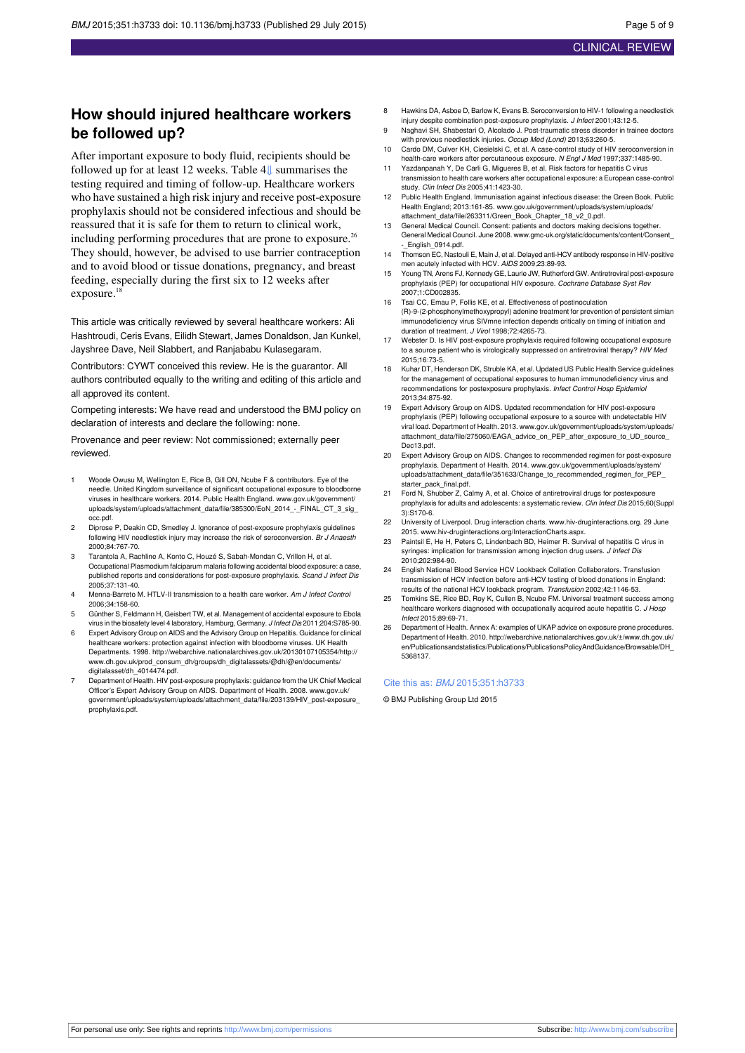## How should injured healthcare workers be followed up?

After important exposure to body fluid, recipients should be followed up for at least 12 weeks. Table 4⇓ summarises the testing required and timing of follow-up. Healthcare workers who have sustained a high risk injury and receive post-exposure prophylaxis should not be considered infectious and should be reassured that it is safe for them to return to clinical work, including performing procedures that are prone to exposure.[26] They should, however, be advised to use barrier contraception and to avoid blood or tissue donations, pregnancy, and breast feeding, especially during the first six to 12 weeks after exposure.[18]

This article was critically reviewed by several healthcare workers: Ali Hashtroudi, Ceris Evans, Eilidh Stewart, James Donaldson, Jan Kunkel, Jayshree Dave, Neil Slabbert, and Ranjababu Kulasegaram.

Contributors: CYWT conceived this review. He is the guarantor. All authors contributed equally to the writing and editing of this article and all approved its content.

Competing interests: We have read and understood the BMJ policy on declaration of interests and declare the following: none.

Provenance and peer review: Not commissioned; externally peer reviewed.

1. Woode Owusu M, Wellington E, Rice B, Gill ON, Ncube F & contributors. Eye of the needle. United Kingdom surveillance of significant occupational exposure to bloodborne viruses in healthcare workers. 2014. Public Health England. www.gov.uk/government/uploads/system/uploads/attachment_data/file/385300/EoN_2014_-_FINAL_CT_3_sig_occ.pdf.
2. Diprose P, Deakin CD, Smedley J. Ignorance of post-exposure prophylaxis guidelines following HIV needlestick injury may increase the risk of seroconversion. *Br J Anaesth* 2000;84:767-70.
3. Tarantola A, Rachline A, Konto C, Houzé S, Sabah-Mondan C, Vrillon H, et al. Occupational Plasmodium falciparum malaria following accidental blood exposure: a case, published reports and considerations for post-exposure prophylaxis. *Scand J Infect Dis* 2005;37:131-40.
4. Menna-Barreto M. HTLV-II transmission to a health care worker. *Am J Infect Control* 2006;34:158-60.
5. Günther S, Feldmann H, Geisbert TW, et al. Management of accidental exposure to Ebola virus in the biosafety level 4 laboratory, Hamburg, Germany. *J Infect Dis* 2011;204:S785-90.
6. Expert Advisory Group on AIDS and the Advisory Group on Hepatitis. Guidance for clinical healthcare workers: protection against infection with bloodborne viruses. UK Health Departments. 1998. http://webarchive.nationalarchives.gov.uk/20130107105354/http://www.dh.gov.uk/prod_consum_dh/groups/dh_digitalassets/@dh/@en/documents/digitalasset/dh_4014474.pdf.
7. Department of Health. HIV post-exposure prophylaxis: guidance from the UK Chief Medical Officer's Expert Advisory Group on AIDS. Department of Health. 2008. www.gov.uk/government/uploads/system/uploads/attachment_data/file/203139/HIV_post-exposure_prophylaxis.pdf.
8. Hawkins DA, Asboe D, Barlow K, Evans B. Seroconversion to HIV-1 following a needlestick injury despite combination post-exposure prophylaxis. *J Infect* 2001;43:12-5.
9. Naghavi SH, Shabestari O, Alcolado J. Post-traumatic stress disorder in trainee doctors with previous needlestick injuries. *Occup Med (Lond)* 2013;63:260-5.
10. Cardo DM, Culver KH, Ciesielski C, et al. A case-control study of HIV seroconversion in health-care workers after percutaneous exposure. *N Engl J Med* 1997;337:1485-90.
11. Yazdanpanah Y, De Carli G, Migueres B, et al. Risk factors for hepatitis C virus transmission to health care workers after occupational exposure: a European case-control study. *Clin Infect Dis* 2005;41:1423-30.
12. Public Health England. Immunisation against infectious disease: the Green Book. Public Health England; 2013:161-85. www.gov.uk/government/uploads/system/uploads/attachment_data/file/263311/Green_Book_Chapter_18_v2_0.pdf.
13. General Medical Council. Consent: patients and doctors making decisions together. General Medical Council. June 2008. www.gmc-uk.org/static/documents/content/Consent_-_English_0914.pdf.
14. Thomson EC, Nastouli E, Main J, et al. Delayed anti-HCV antibody response in HIV-positive men acutely infected with HCV. *AIDS* 2009;23:89-93.
15. Young TN, Arens FJ, Kennedy GE, Laurie JW, Rutherford GW. Antiretroviral post-exposure prophylaxis (PEP) for occupational HIV exposure. *Cochrane Database Syst Rev* 2007;1:CD002835.
16. Tsai CC, Emau P, Follis KE, et al. Effectiveness of postinoculation (R)-9-(2-phosphonylmethoxypropyl) adenine treatment for prevention of persistent simian immunodeficiency virus SIVmne infection depends critically on timing of initiation and duration of treatment. *J Virol* 1998;72:4265-73.
17. Webster D. Is HIV post-exposure prophylaxis required following occupational exposure to a source patient who is virologically suppressed on antiretroviral therapy? *HIV Med* 2015;16:73-5.
18. Kuhar DT, Henderson DK, Struble KA, et al. Updated US Public Health Service guidelines for the management of occupational exposures to human immunodeficiency virus and recommendations for postexposure prophylaxis. *Infect Control Hosp Epidemiol* 2013;34:875-92.
19. Expert Advisory Group on AIDS. Updated recommendation for HIV post-exposure prophylaxis (PEP) following occupational exposure to a source with undetectable HIV viral load. Department of Health. 2013. www.gov.uk/government/uploads/system/uploads/attachment_data/file/275060/EAGA_advice_on_PEP_after_exposure_to_UD_source_Dec13.pdf.
20. Expert Advisory Group on AIDS. Changes to recommended regimen for post-exposure prophylaxis. Department of Health. 2014. www.gov.uk/government/uploads/system/uploads/attachment_data/file/351633/Change_to_recommended_regimen_for_PEP_starter_pack_final.pdf.
21. Ford N, Shubber Z, Calmy A, et al. Choice of antiretroviral drugs for postexposure prophylaxis for adults and adolescents: a systematic review. *Clin Infect Dis* 2015;60(Suppl 3):S170-6.
22. University of Liverpool. Drug interaction charts. www.hiv-druginteractions.org. 29 June 2015. www.hiv-druginteractions.org/InteractionCharts.aspx.
23. Paintsil E, He H, Peters C, Lindenbach BD, Heimer R. Survival of hepatitis C virus in syringes: implication for transmission among injection drug users. *J Infect Dis* 2010;202:984-90.
24. English National Blood Service HCV Lookback Collation Collaborators. Transfusion transmission of HCV infection before anti-HCV testing of blood donations in England: results of the national HCV lookback program. *Transfusion* 2002;42:1146-53.
25. Tomkins SE, Rice BD, Roy K, Cullen B, Ncube FM. Universal treatment success among healthcare workers diagnosed with occupationally acquired acute hepatitis C. *J Hosp Infect* 2015;89:69-71.
26. Department of Health. Annex A: examples of UKAP advice on exposure prone procedures. Department of Health. 2010. http://webarchive.nationalarchives.gov.uk/+/www.dh.gov.uk/en/Publicationsandstatistics/Publications/PublicationsPolicyAndGuidance/Browsable/DH_5368137.

Cite this as: *BMJ* 2015;351:h3733

© BMJ Publishing Group Ltd 2015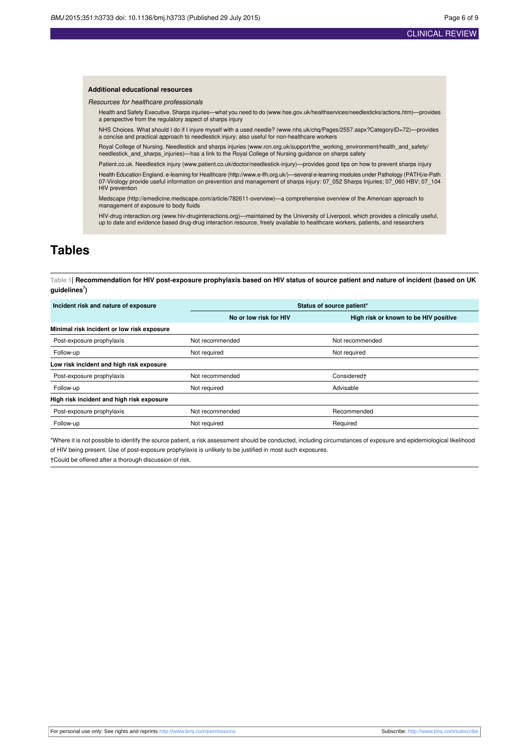### Additional educational resources

*Resources for healthcare professionals*

Health and Safety Executive. Sharps injuries—what you need to do (www.hse.gov.uk/healthservices/needlesticks/actions.htm)—provides a perspective from the regulatory aspect of sharps injury

NHS Choices. What should I do if I injure myself with a used needle? (www.nhs.uk/chq/Pages/2557.aspx?CategoryID=72)—provides a concise and practical approach to needlestick injury; also useful for non-healthcare workers

Royal College of Nursing. Needlestick and sharps injuries (www.rcn.org.uk/support/the_working_environment/health_and_safety/needlestick_and_sharps_injuries)—has a link to the Royal College of Nursing guidance on sharps safety

Patient.co.uk. Needlestick injury (www.patient.co.uk/doctor/needlestick-injury)—provides good tips on how to prevent sharps injury

Health Education England. e-learning for Healthcare (http://www.e-lfh.org.uk/)—several e-learning modules under Pathology (PATH)/e-Path 07-Virology provide useful information on prevention and management of sharps injury: 07_052 Sharps Injuries; 07_060 HBV; 07_104 HIV prevention

Medscape (http://emedicine.medscape.com/article/782611-overview)—a comprehensive overview of the American approach to management of exposure to body fluids

HIV-drug interaction.org (www.hiv-druginteractions.org)—maintained by the University of Liverpool, which provides a clinically useful, up to date and evidence based drug-drug interaction resource, freely available to healthcare workers, patients, and researchers

# Tables

**Table 1| Recommendation for HIV post-exposure prophylaxis based on HIV status of source patient and nature of incident (based on UK guidelines[7])**

| Incident risk and nature of exposure | Status of source patient* | |
|---|---|---|
| | No or low risk for HIV | High risk or known to be HIV positive |
| **Minimal risk incident or low risk exposure** | | |
| Post-exposure prophylaxis | Not recommended | Not recommended |
| Follow-up | Not required | Not required |
| **Low risk incident and high risk exposure** | | |
| Post-exposure prophylaxis | Not recommended | Considered† |
| Follow-up | Not required | Advisable |
| **High risk incident and high risk exposure** | | |
| Post-exposure prophylaxis | Not recommended | Recommended |
| Follow-up | Not required | Required |

*Where it is not possible to identify the source patient, a risk assessment should be conducted, including circumstances of exposure and epidemiological likelihood of HIV being present. Use of post-exposure prophylaxis is unlikely to be justified in most such exposures.

†Could be offered after a thorough discussion of risk.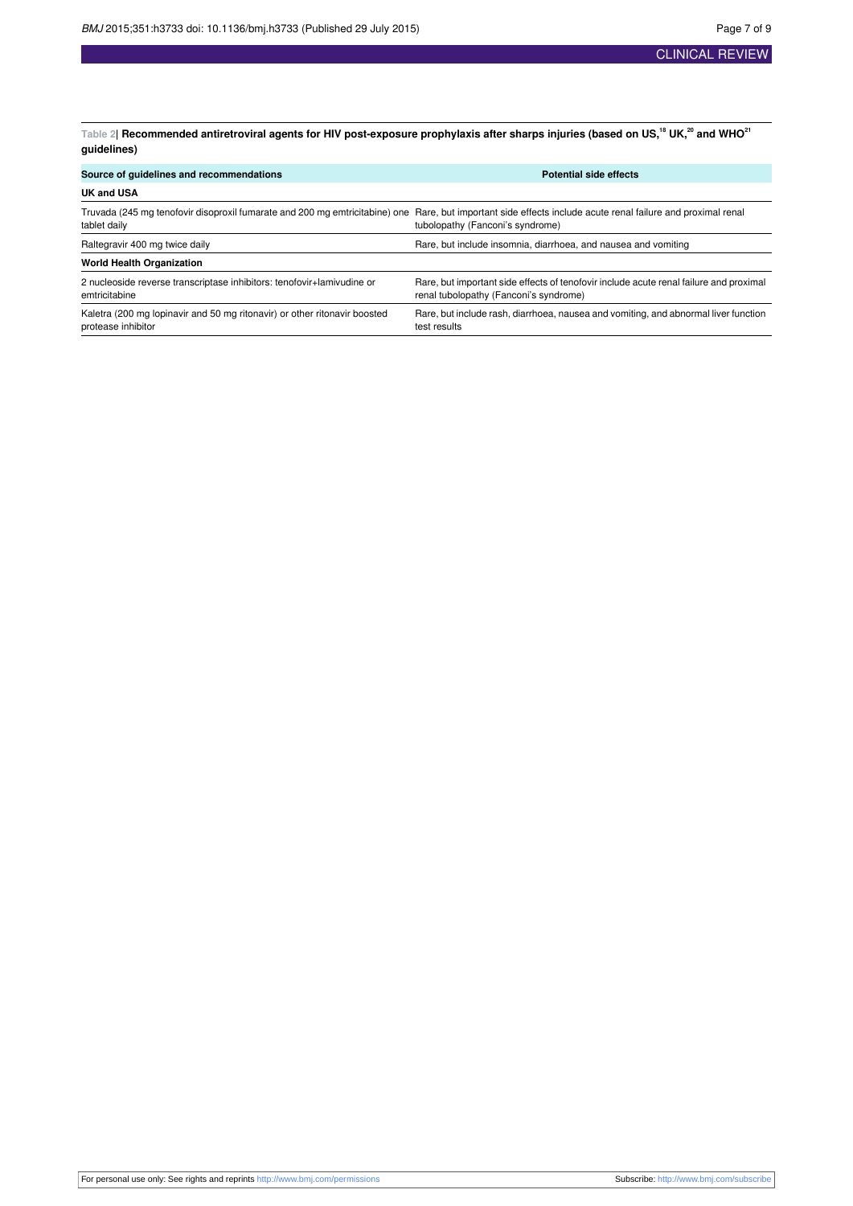Table 2| **Recommended antiretroviral agents for HIV post-exposure prophylaxis after sharps injuries (based on US,[18] UK,[20] and WHO[21] guidelines)**

| Source of guidelines and recommendations | Potential side effects |
|---|---|
| **UK and USA** | |
| Truvada (245 mg tenofovir disoproxil fumarate and 200 mg emtricitabine) one tablet daily | Rare, but important side effects include acute renal failure and proximal renal tubolopathy (Fanconi's syndrome) |
| Raltegravir 400 mg twice daily | Rare, but include insomnia, diarrhoea, and nausea and vomiting |
| **World Health Organization** | |
| 2 nucleoside reverse transcriptase inhibitors: tenofovir+lamivudine or emtricitabine | Rare, but important side effects of tenofovir include acute renal failure and proximal renal tubolopathy (Fanconi's syndrome) |
| Kaletra (200 mg lopinavir and 50 mg ritonavir) or other ritonavir boosted protease inhibitor | Rare, but include rash, diarrhoea, nausea and vomiting, and abnormal liver function test results |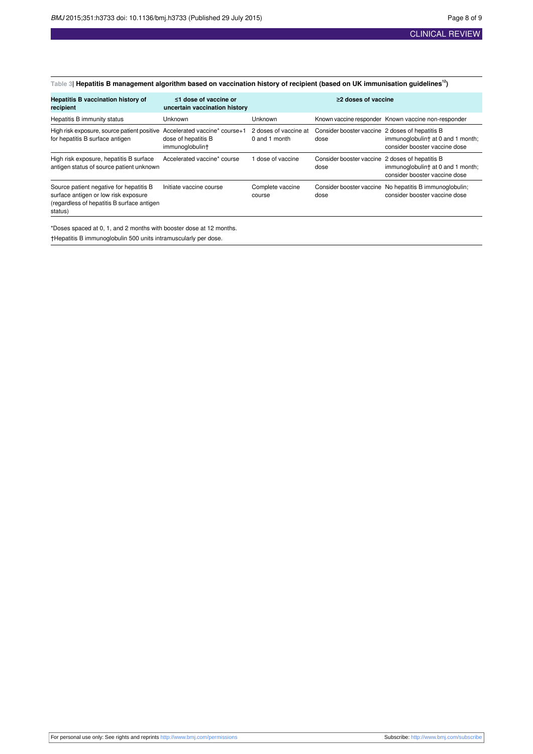Table 3| **Hepatitis B management algorithm based on vaccination history of recipient (based on UK immunisation guidelines[12])**

| Hepatitis B vaccination history of recipient | ≤1 dose of vaccine or uncertain vaccination history | ≥2 doses of vaccine | | |
|---|---|---|---|---|
| Hepatitis B immunity status | Unknown | Unknown | Known vaccine responder | Known vaccine non-responder |
| High risk exposure, source patient positive for hepatitis B surface antigen | Accelerated vaccine* course+1 dose of hepatitis B immunoglobulin† | 2 doses of vaccine at 0 and 1 month | Consider booster vaccine dose | 2 doses of hepatitis B immunoglobulin† at 0 and 1 month; consider booster vaccine dose |
| High risk exposure, hepatitis B surface antigen status of source patient unknown | Accelerated vaccine* course | 1 dose of vaccine | Consider booster vaccine dose | 2 doses of hepatitis B immunoglobulin† at 0 and 1 month; consider booster vaccine dose |
| Source patient negative for hepatitis B surface antigen or low risk exposure (regardless of hepatitis B surface antigen status) | Initiate vaccine course | Complete vaccine course | Consider booster vaccine dose | No hepatitis B immunoglobulin; consider booster vaccine dose |

*Doses spaced at 0, 1, and 2 months with booster dose at 12 months.

†Hepatitis B immunoglobulin 500 units intramuscularly per dose.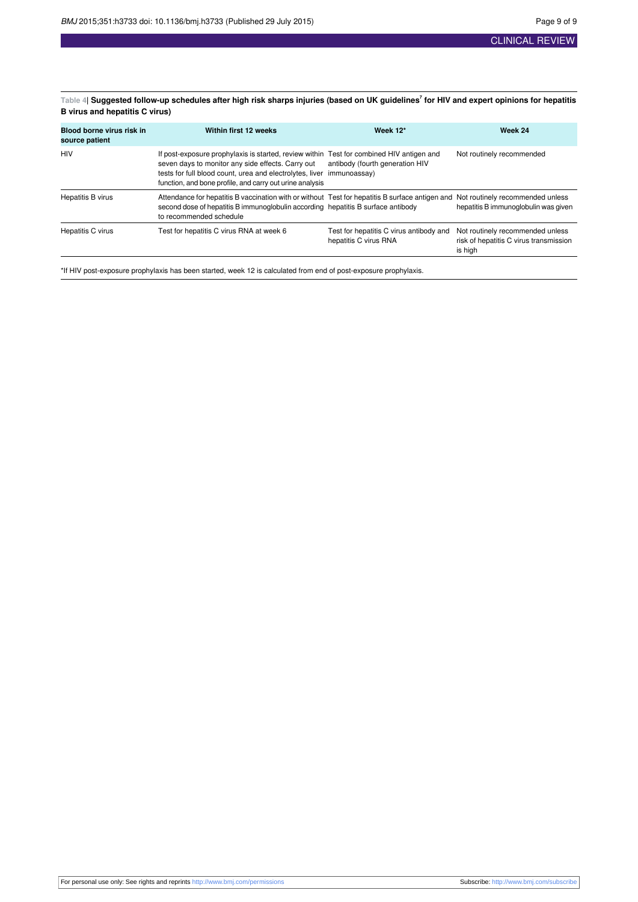Table 4| **Suggested follow-up schedules after high risk sharps injuries (based on UK guidelines[7] for HIV and expert opinions for hepatitis B virus and hepatitis C virus)**

| Blood borne virus risk in source patient | Within first 12 weeks | Week 12* | Week 24 |
|---|---|---|---|
| HIV | If post-exposure prophylaxis is started, review within seven days to monitor any side effects. Carry out tests for full blood count, urea and electrolytes, liver function, and bone profile, and carry out urine analysis | Test for combined HIV antigen and antibody (fourth generation HIV immunoassay) | Not routinely recommended |
| Hepatitis B virus | Attendance for hepatitis B vaccination with or without second dose of hepatitis B immunoglobulin according to recommended schedule | Test for hepatitis B surface antigen and hepatitis B surface antibody | Not routinely recommended unless hepatitis B immunoglobulin was given |
| Hepatitis C virus | Test for hepatitis C virus RNA at week 6 | Test for hepatitis C virus antibody and hepatitis C virus RNA | Not routinely recommended unless risk of hepatitis C virus transmission is high |

*If HIV post-exposure prophylaxis has been started, week 12 is calculated from end of post-exposure prophylaxis.